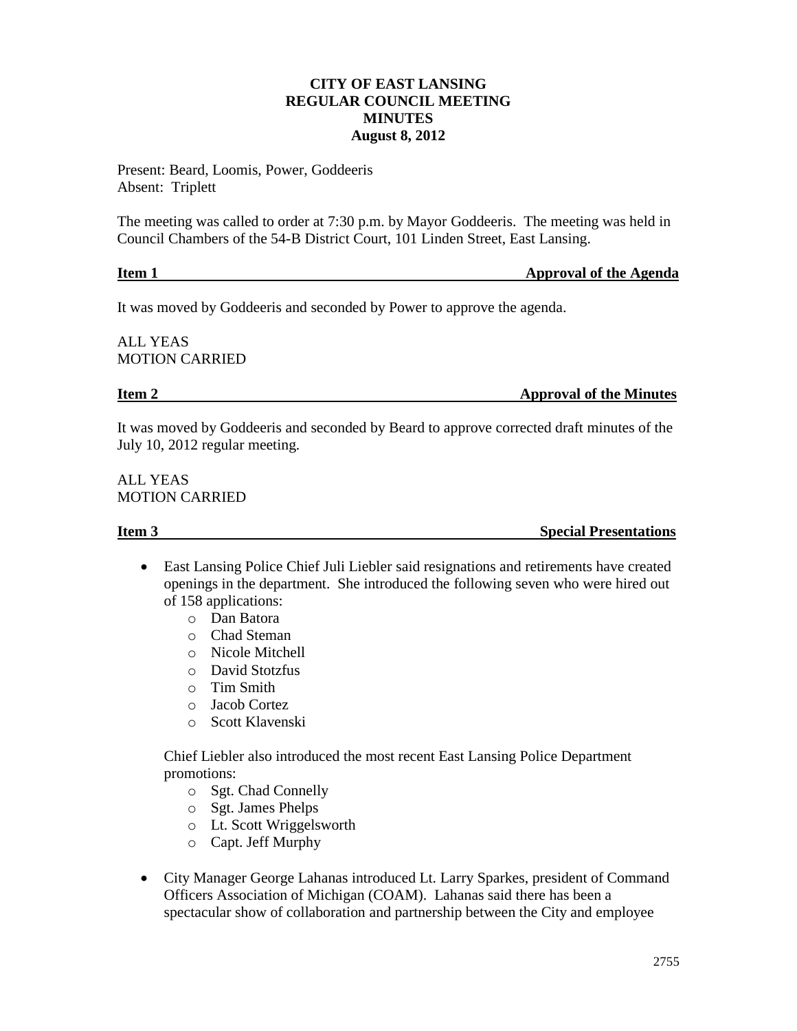**CITY OF EAST LANSING**
**REGULAR COUNCIL MEETING**
**MINUTES**
**August 8, 2012**

Present: Beard, Loomis, Power, Goddeeris
Absent: Triplett

The meeting was called to order at 7:30 p.m. by Mayor Goddeeris. The meeting was held in Council Chambers of the 54-B District Court, 101 Linden Street, East Lansing.

**Item 1 — Approval of the Agenda**

It was moved by Goddeeris and seconded by Power to approve the agenda.

ALL YEAS
MOTION CARRIED

**Item 2 — Approval of the Minutes**

It was moved by Goddeeris and seconded by Beard to approve corrected draft minutes of the July 10, 2012 regular meeting.

ALL YEAS
MOTION CARRIED

**Item 3 — Special Presentations**

- East Lansing Police Chief Juli Liebler said resignations and retirements have created openings in the department. She introduced the following seven who were hired out of 158 applications:
    - Dan Batora
    - Chad Steman
    - Nicole Mitchell
    - David Stotzfus
    - Tim Smith
    - Jacob Cortez
    - Scott Klavenski

  Chief Liebler also introduced the most recent East Lansing Police Department promotions:
    - Sgt. Chad Connelly
    - Sgt. James Phelps
    - Lt. Scott Wriggelsworth
    - Capt. Jeff Murphy

- City Manager George Lahanas introduced Lt. Larry Sparkes, president of Command Officers Association of Michigan (COAM). Lahanas said there has been a spectacular show of collaboration and partnership between the City and employee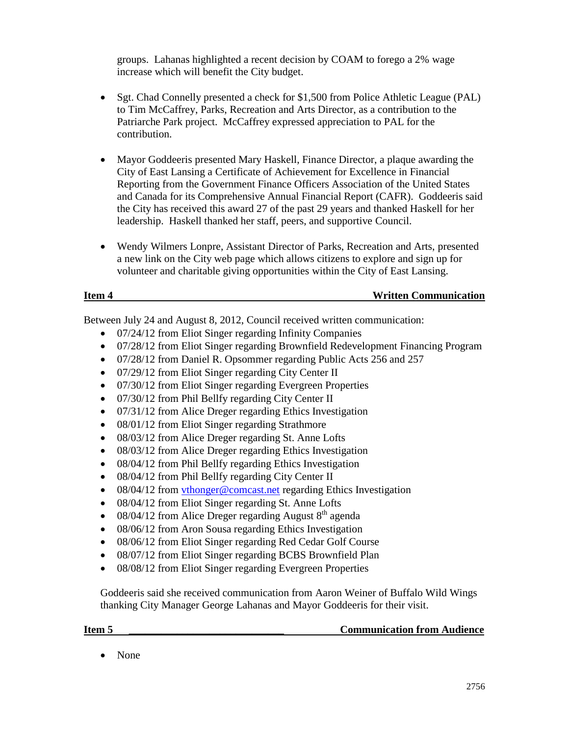groups. Lahanas highlighted a recent decision by COAM to forego a 2% wage increase which will benefit the City budget.

- Sgt. Chad Connelly presented a check for $1,500 from Police Athletic League (PAL) to Tim McCaffrey, Parks, Recreation and Arts Director, as a contribution to the Patriarche Park project. McCaffrey expressed appreciation to PAL for the contribution.

- Mayor Goddeeris presented Mary Haskell, Finance Director, a plaque awarding the City of East Lansing a Certificate of Achievement for Excellence in Financial Reporting from the Government Finance Officers Association of the United States and Canada for its Comprehensive Annual Financial Report (CAFR). Goddeeris said the City has received this award 27 of the past 29 years and thanked Haskell for her leadership. Haskell thanked her staff, peers, and supportive Council.

- Wendy Wilmers Lonpre, Assistant Director of Parks, Recreation and Arts, presented a new link on the City web page which allows citizens to explore and sign up for volunteer and charitable giving opportunities within the City of East Lansing.

**Item 4 Written Communication**

Between July 24 and August 8, 2012, Council received written communication:

- 07/24/12 from Eliot Singer regarding Infinity Companies
- 07/28/12 from Eliot Singer regarding Brownfield Redevelopment Financing Program
- 07/28/12 from Daniel R. Opsommer regarding Public Acts 256 and 257
- 07/29/12 from Eliot Singer regarding City Center II
- 07/30/12 from Eliot Singer regarding Evergreen Properties
- 07/30/12 from Phil Bellfy regarding City Center II
- 07/31/12 from Alice Dreger regarding Ethics Investigation
- 08/01/12 from Eliot Singer regarding Strathmore
- 08/03/12 from Alice Dreger regarding St. Anne Lofts
- 08/03/12 from Alice Dreger regarding Ethics Investigation
- 08/04/12 from Phil Bellfy regarding Ethics Investigation
- 08/04/12 from Phil Bellfy regarding City Center II
- 08/04/12 from vthonger@comcast.net regarding Ethics Investigation
- 08/04/12 from Eliot Singer regarding St. Anne Lofts
- 08/04/12 from Alice Dreger regarding August 8th agenda
- 08/06/12 from Aron Sousa regarding Ethics Investigation
- 08/06/12 from Eliot Singer regarding Red Cedar Golf Course
- 08/07/12 from Eliot Singer regarding BCBS Brownfield Plan
- 08/08/12 from Eliot Singer regarding Evergreen Properties

Goddeeris said she received communication from Aaron Weiner of Buffalo Wild Wings thanking City Manager George Lahanas and Mayor Goddeeris for their visit.

**Item 5 Communication from Audience**

- None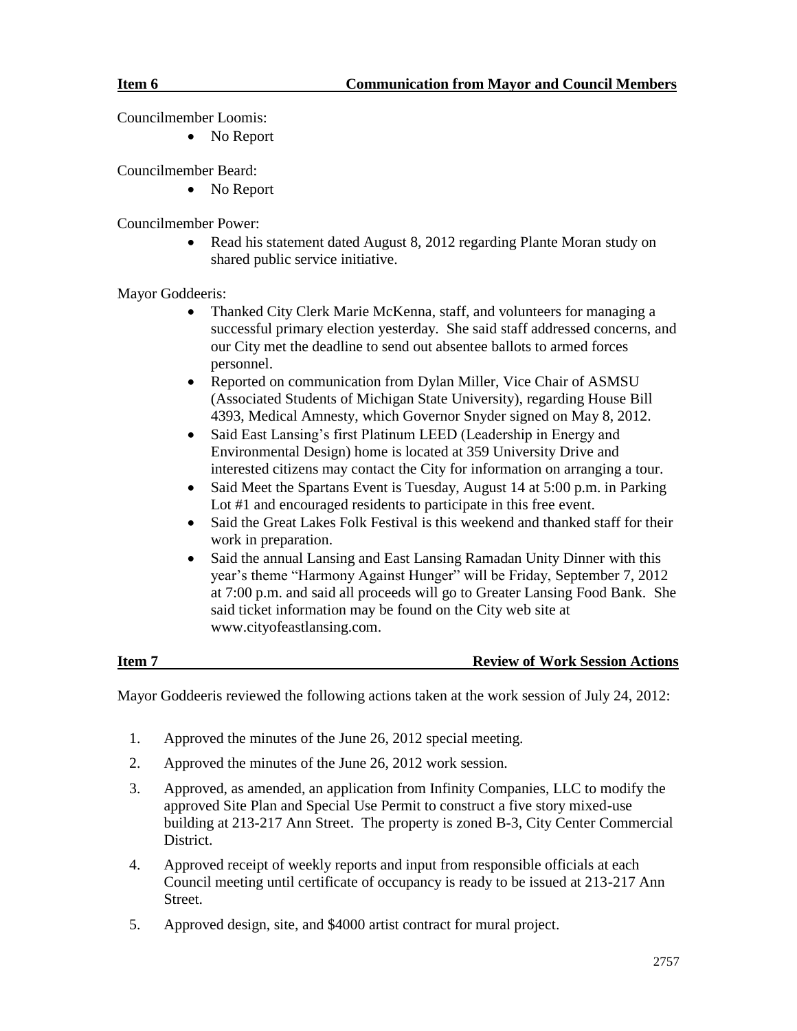**Item 6 Communication from Mayor and Council Members**

Councilmember Loomis:

- No Report

Councilmember Beard:

- No Report

Councilmember Power:

- Read his statement dated August 8, 2012 regarding Plante Moran study on shared public service initiative.

Mayor Goddeeris:

- Thanked City Clerk Marie McKenna, staff, and volunteers for managing a successful primary election yesterday. She said staff addressed concerns, and our City met the deadline to send out absentee ballots to armed forces personnel.
- Reported on communication from Dylan Miller, Vice Chair of ASMSU (Associated Students of Michigan State University), regarding House Bill 4393, Medical Amnesty, which Governor Snyder signed on May 8, 2012.
- Said East Lansing's first Platinum LEED (Leadership in Energy and Environmental Design) home is located at 359 University Drive and interested citizens may contact the City for information on arranging a tour.
- Said Meet the Spartans Event is Tuesday, August 14 at 5:00 p.m. in Parking Lot #1 and encouraged residents to participate in this free event.
- Said the Great Lakes Folk Festival is this weekend and thanked staff for their work in preparation.
- Said the annual Lansing and East Lansing Ramadan Unity Dinner with this year's theme "Harmony Against Hunger" will be Friday, September 7, 2012 at 7:00 p.m. and said all proceeds will go to Greater Lansing Food Bank. She said ticket information may be found on the City web site at www.cityofeastlansing.com.

**Item 7 Review of Work Session Actions**

Mayor Goddeeris reviewed the following actions taken at the work session of July 24, 2012:

1. Approved the minutes of the June 26, 2012 special meeting.
2. Approved the minutes of the June 26, 2012 work session.
3. Approved, as amended, an application from Infinity Companies, LLC to modify the approved Site Plan and Special Use Permit to construct a five story mixed-use building at 213-217 Ann Street. The property is zoned B-3, City Center Commercial District.
4. Approved receipt of weekly reports and input from responsible officials at each Council meeting until certificate of occupancy is ready to be issued at 213-217 Ann Street.
5. Approved design, site, and $4000 artist contract for mural project.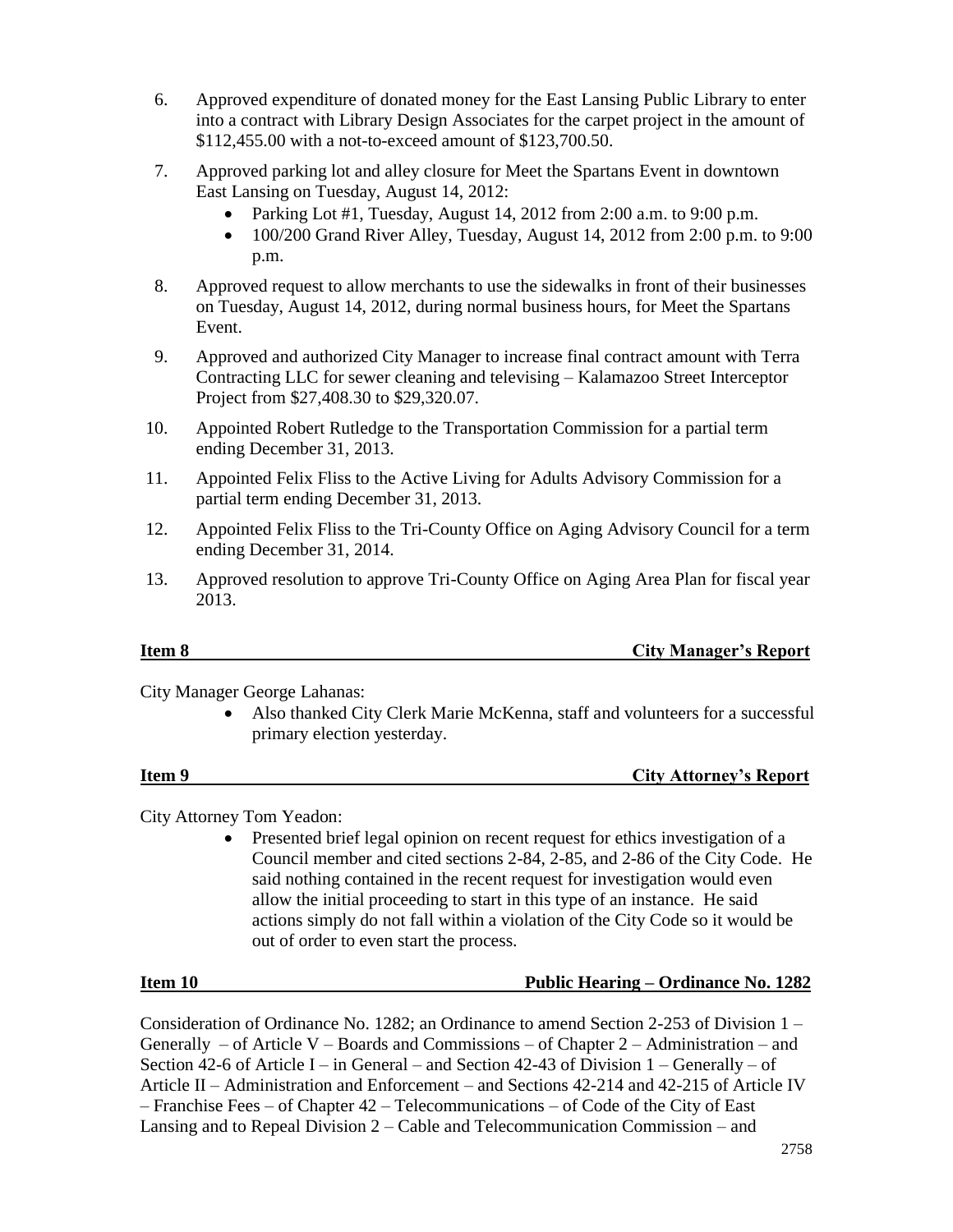6. Approved expenditure of donated money for the East Lansing Public Library to enter into a contract with Library Design Associates for the carpet project in the amount of $112,455.00 with a not-to-exceed amount of $123,700.50.
7. Approved parking lot and alley closure for Meet the Spartans Event in downtown East Lansing on Tuesday, August 14, 2012:
   - Parking Lot #1, Tuesday, August 14, 2012 from 2:00 a.m. to 9:00 p.m.
   - 100/200 Grand River Alley, Tuesday, August 14, 2012 from 2:00 p.m. to 9:00 p.m.
8. Approved request to allow merchants to use the sidewalks in front of their businesses on Tuesday, August 14, 2012, during normal business hours, for Meet the Spartans Event.
9. Approved and authorized City Manager to increase final contract amount with Terra Contracting LLC for sewer cleaning and televising – Kalamazoo Street Interceptor Project from $27,408.30 to $29,320.07.
10. Appointed Robert Rutledge to the Transportation Commission for a partial term ending December 31, 2013.
11. Appointed Felix Fliss to the Active Living for Adults Advisory Commission for a partial term ending December 31, 2013.
12. Appointed Felix Fliss to the Tri-County Office on Aging Advisory Council for a term ending December 31, 2014.
13. Approved resolution to approve Tri-County Office on Aging Area Plan for fiscal year 2013.

**Item 8 — City Manager's Report**

City Manager George Lahanas:

- Also thanked City Clerk Marie McKenna, staff and volunteers for a successful primary election yesterday.

**Item 9 — City Attorney's Report**

City Attorney Tom Yeadon:

- Presented brief legal opinion on recent request for ethics investigation of a Council member and cited sections 2-84, 2-85, and 2-86 of the City Code. He said nothing contained in the recent request for investigation would even allow the initial proceeding to start in this type of an instance. He said actions simply do not fall within a violation of the City Code so it would be out of order to even start the process.

**Item 10 — Public Hearing – Ordinance No. 1282**

Consideration of Ordinance No. 1282; an Ordinance to amend Section 2-253 of Division 1 – Generally – of Article V – Boards and Commissions – of Chapter 2 – Administration – and Section 42-6 of Article I – in General – and Section 42-43 of Division 1 – Generally – of Article II – Administration and Enforcement – and Sections 42-214 and 42-215 of Article IV – Franchise Fees – of Chapter 42 – Telecommunications – of Code of the City of East Lansing and to Repeal Division 2 – Cable and Telecommunication Commission – and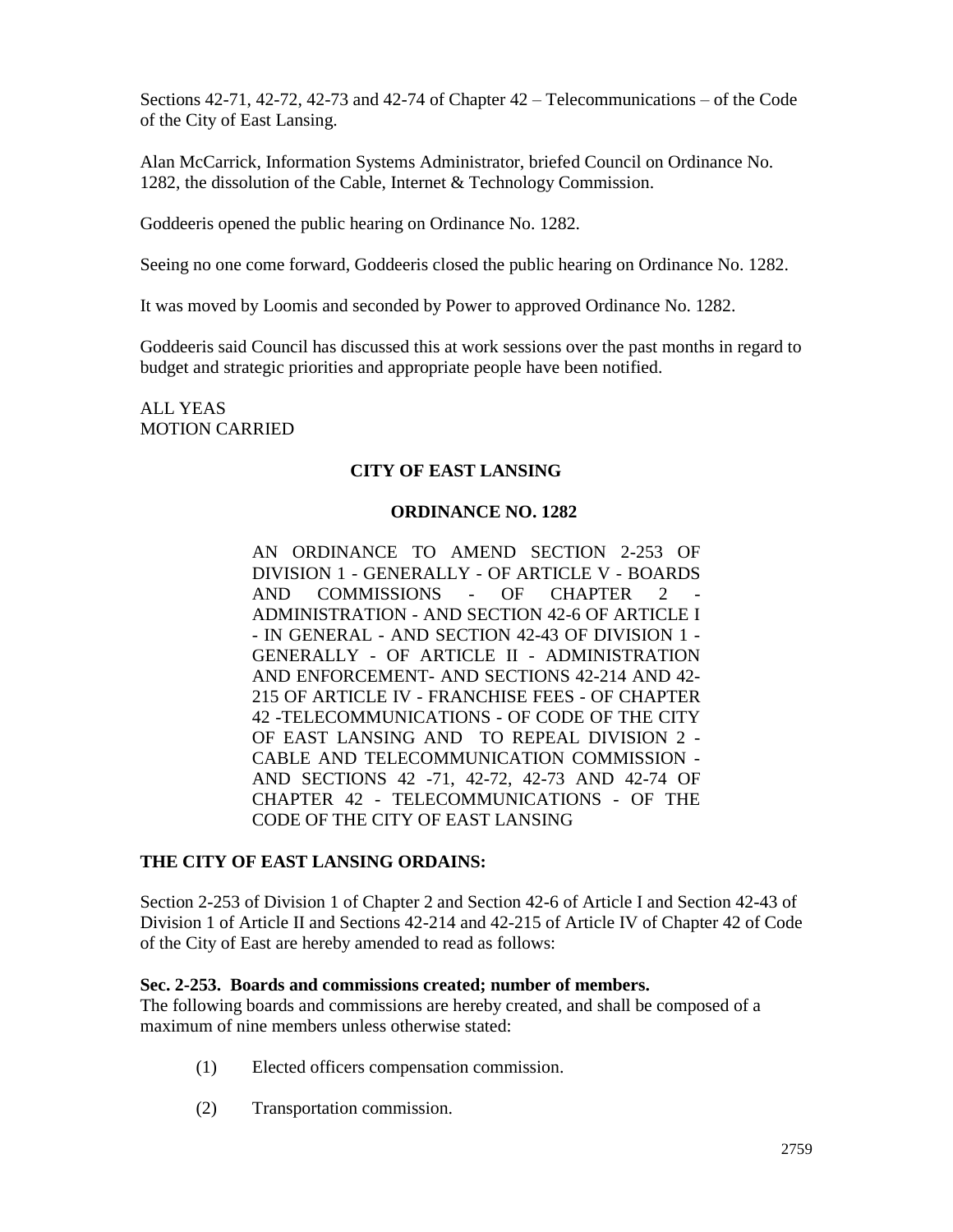Sections 42-71, 42-72, 42-73 and 42-74 of Chapter 42 – Telecommunications – of the Code of the City of East Lansing.

Alan McCarrick, Information Systems Administrator, briefed Council on Ordinance No. 1282, the dissolution of the Cable, Internet & Technology Commission.

Goddeeris opened the public hearing on Ordinance No. 1282.

Seeing no one come forward, Goddeeris closed the public hearing on Ordinance No. 1282.

It was moved by Loomis and seconded by Power to approved Ordinance No. 1282.

Goddeeris said Council has discussed this at work sessions over the past months in regard to budget and strategic priorities and appropriate people have been notified.

ALL YEAS
MOTION CARRIED

**CITY OF EAST LANSING**

**ORDINANCE NO. 1282**

AN ORDINANCE TO AMEND SECTION 2-253 OF DIVISION 1 - GENERALLY - OF ARTICLE V - BOARDS AND COMMISSIONS - OF CHAPTER 2 - ADMINISTRATION - AND SECTION 42-6 OF ARTICLE I - IN GENERAL - AND SECTION 42-43 OF DIVISION 1 - GENERALLY - OF ARTICLE II - ADMINISTRATION AND ENFORCEMENT- AND SECTIONS 42-214 AND 42-215 OF ARTICLE IV - FRANCHISE FEES - OF CHAPTER 42 -TELECOMMUNICATIONS - OF CODE OF THE CITY OF EAST LANSING AND TO REPEAL DIVISION 2 - CABLE AND TELECOMMUNICATION COMMISSION - AND SECTIONS 42 -71, 42-72, 42-73 AND 42-74 OF CHAPTER 42 - TELECOMMUNICATIONS - OF THE CODE OF THE CITY OF EAST LANSING

**THE CITY OF EAST LANSING ORDAINS:**

Section 2-253 of Division 1 of Chapter 2 and Section 42-6 of Article I and Section 42-43 of Division 1 of Article II and Sections 42-214 and 42-215 of Article IV of Chapter 42 of Code of the City of East are hereby amended to read as follows:

**Sec. 2-253. Boards and commissions created; number of members.**
The following boards and commissions are hereby created, and shall be composed of a maximum of nine members unless otherwise stated:

(1) Elected officers compensation commission.

(2) Transportation commission.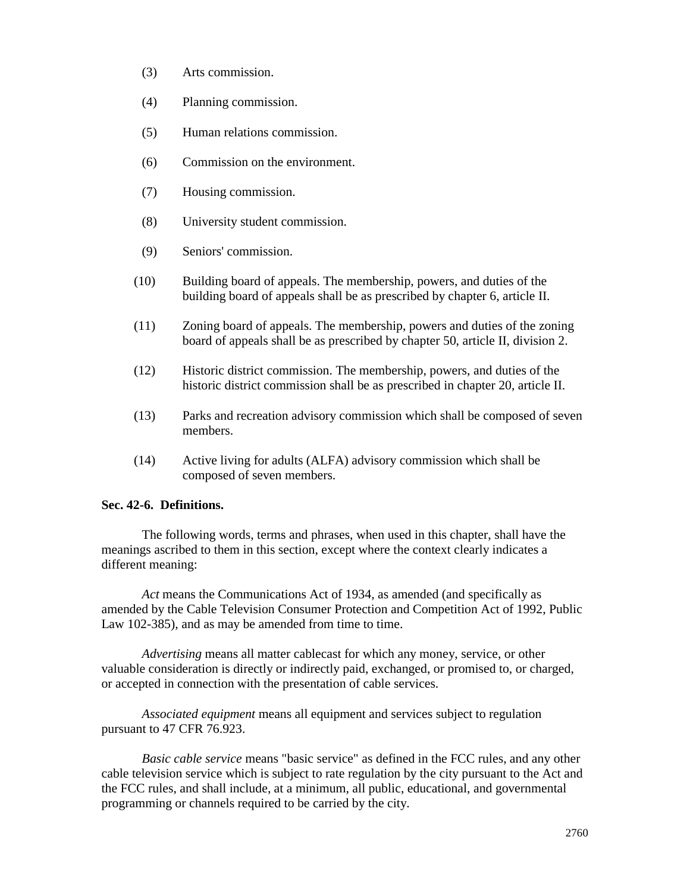(3) Arts commission.

(4) Planning commission.

(5) Human relations commission.

(6) Commission on the environment.

(7) Housing commission.

(8) University student commission.

(9) Seniors' commission.

(10) Building board of appeals. The membership, powers, and duties of the building board of appeals shall be as prescribed by chapter 6, article II.

(11) Zoning board of appeals. The membership, powers and duties of the zoning board of appeals shall be as prescribed by chapter 50, article II, division 2.

(12) Historic district commission. The membership, powers, and duties of the historic district commission shall be as prescribed in chapter 20, article II.

(13) Parks and recreation advisory commission which shall be composed of seven members.

(14) Active living for adults (ALFA) advisory commission which shall be composed of seven members.

**Sec. 42-6. Definitions.**

The following words, terms and phrases, when used in this chapter, shall have the meanings ascribed to them in this section, except where the context clearly indicates a different meaning:

*Act* means the Communications Act of 1934, as amended (and specifically as amended by the Cable Television Consumer Protection and Competition Act of 1992, Public Law 102-385), and as may be amended from time to time.

*Advertising* means all matter cablecast for which any money, service, or other valuable consideration is directly or indirectly paid, exchanged, or promised to, or charged, or accepted in connection with the presentation of cable services.

*Associated equipment* means all equipment and services subject to regulation pursuant to 47 CFR 76.923.

*Basic cable service* means "basic service" as defined in the FCC rules, and any other cable television service which is subject to rate regulation by the city pursuant to the Act and the FCC rules, and shall include, at a minimum, all public, educational, and governmental programming or channels required to be carried by the city.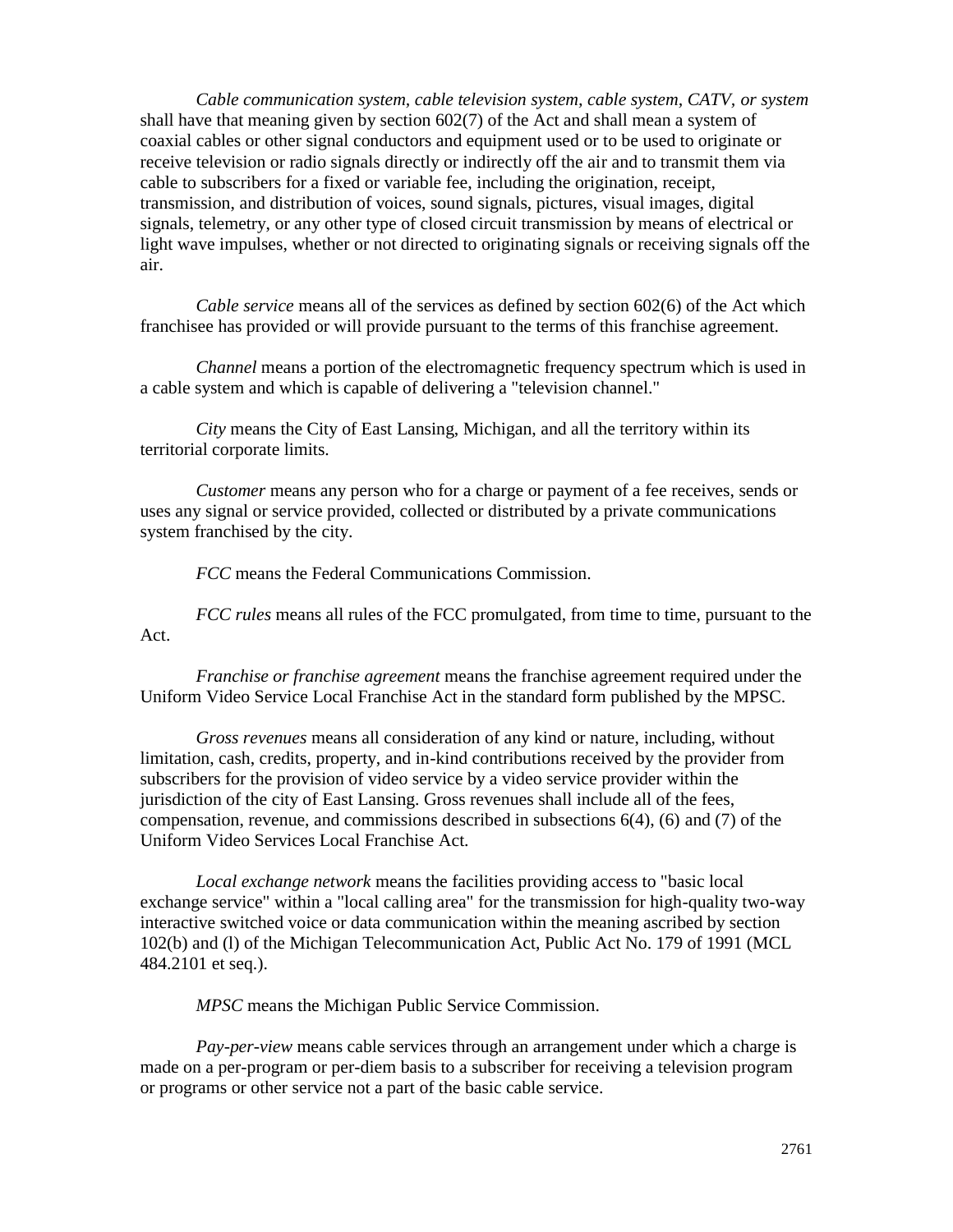*Cable communication system, cable television system, cable system, CATV, or system* shall have that meaning given by section 602(7) of the Act and shall mean a system of coaxial cables or other signal conductors and equipment used or to be used to originate or receive television or radio signals directly or indirectly off the air and to transmit them via cable to subscribers for a fixed or variable fee, including the origination, receipt, transmission, and distribution of voices, sound signals, pictures, visual images, digital signals, telemetry, or any other type of closed circuit transmission by means of electrical or light wave impulses, whether or not directed to originating signals or receiving signals off the air.

*Cable service* means all of the services as defined by section 602(6) of the Act which franchisee has provided or will provide pursuant to the terms of this franchise agreement.

*Channel* means a portion of the electromagnetic frequency spectrum which is used in a cable system and which is capable of delivering a "television channel."

*City* means the City of East Lansing, Michigan, and all the territory within its territorial corporate limits.

*Customer* means any person who for a charge or payment of a fee receives, sends or uses any signal or service provided, collected or distributed by a private communications system franchised by the city.

*FCC* means the Federal Communications Commission.

*FCC rules* means all rules of the FCC promulgated, from time to time, pursuant to the Act.

*Franchise or franchise agreement* means the franchise agreement required under the Uniform Video Service Local Franchise Act in the standard form published by the MPSC.

*Gross revenues* means all consideration of any kind or nature, including, without limitation, cash, credits, property, and in-kind contributions received by the provider from subscribers for the provision of video service by a video service provider within the jurisdiction of the city of East Lansing. Gross revenues shall include all of the fees, compensation, revenue, and commissions described in subsections 6(4), (6) and (7) of the Uniform Video Services Local Franchise Act.

*Local exchange network* means the facilities providing access to "basic local exchange service" within a "local calling area" for the transmission for high-quality two-way interactive switched voice or data communication within the meaning ascribed by section 102(b) and (l) of the Michigan Telecommunication Act, Public Act No. 179 of 1991 (MCL 484.2101 et seq.).

*MPSC* means the Michigan Public Service Commission.

*Pay-per-view* means cable services through an arrangement under which a charge is made on a per-program or per-diem basis to a subscriber for receiving a television program or programs or other service not a part of the basic cable service.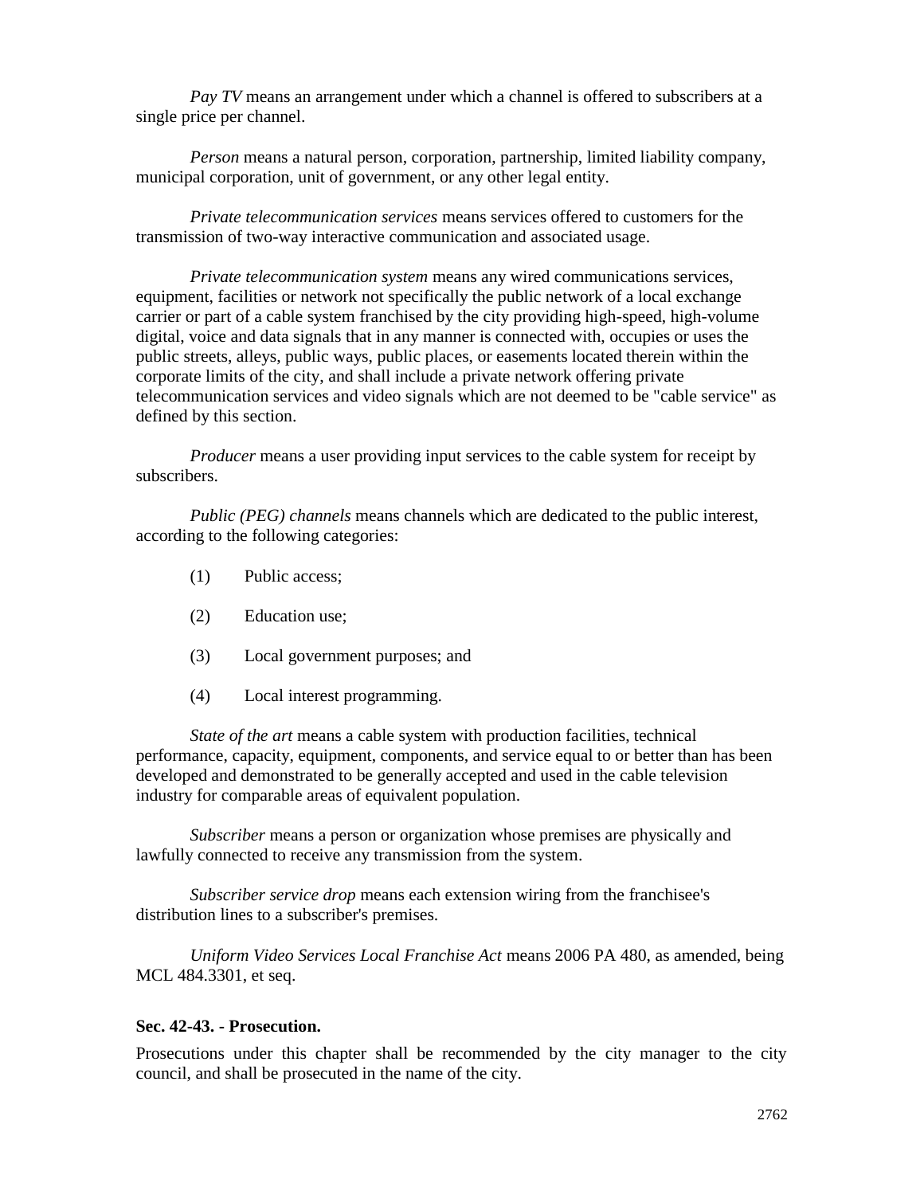*Pay TV* means an arrangement under which a channel is offered to subscribers at a single price per channel.

*Person* means a natural person, corporation, partnership, limited liability company, municipal corporation, unit of government, or any other legal entity.

*Private telecommunication services* means services offered to customers for the transmission of two-way interactive communication and associated usage.

*Private telecommunication system* means any wired communications services, equipment, facilities or network not specifically the public network of a local exchange carrier or part of a cable system franchised by the city providing high-speed, high-volume digital, voice and data signals that in any manner is connected with, occupies or uses the public streets, alleys, public ways, public places, or easements located therein within the corporate limits of the city, and shall include a private network offering private telecommunication services and video signals which are not deemed to be "cable service" as defined by this section.

*Producer* means a user providing input services to the cable system for receipt by subscribers.

*Public (PEG) channels* means channels which are dedicated to the public interest, according to the following categories:

(1) Public access;

(2) Education use;

(3) Local government purposes; and

(4) Local interest programming.

*State of the art* means a cable system with production facilities, technical performance, capacity, equipment, components, and service equal to or better than has been developed and demonstrated to be generally accepted and used in the cable television industry for comparable areas of equivalent population.

*Subscriber* means a person or organization whose premises are physically and lawfully connected to receive any transmission from the system.

*Subscriber service drop* means each extension wiring from the franchisee's distribution lines to a subscriber's premises.

*Uniform Video Services Local Franchise Act* means 2006 PA 480, as amended, being MCL 484.3301, et seq.

**Sec. 42-43. - Prosecution.**

Prosecutions under this chapter shall be recommended by the city manager to the city council, and shall be prosecuted in the name of the city.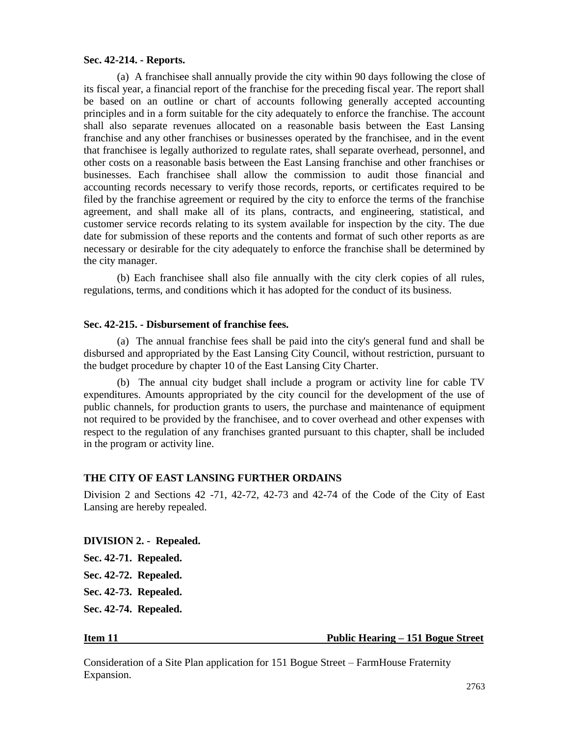**Sec. 42-214. - Reports.**

(a) A franchisee shall annually provide the city within 90 days following the close of its fiscal year, a financial report of the franchise for the preceding fiscal year. The report shall be based on an outline or chart of accounts following generally accepted accounting principles and in a form suitable for the city adequately to enforce the franchise. The account shall also separate revenues allocated on a reasonable basis between the East Lansing franchise and any other franchises or businesses operated by the franchisee, and in the event that franchisee is legally authorized to regulate rates, shall separate overhead, personnel, and other costs on a reasonable basis between the East Lansing franchise and other franchises or businesses. Each franchisee shall allow the commission to audit those financial and accounting records necessary to verify those records, reports, or certificates required to be filed by the franchise agreement or required by the city to enforce the terms of the franchise agreement, and shall make all of its plans, contracts, and engineering, statistical, and customer service records relating to its system available for inspection by the city. The due date for submission of these reports and the contents and format of such other reports as are necessary or desirable for the city adequately to enforce the franchise shall be determined by the city manager.

(b) Each franchisee shall also file annually with the city clerk copies of all rules, regulations, terms, and conditions which it has adopted for the conduct of its business.

**Sec. 42-215. - Disbursement of franchise fees.**

(a) The annual franchise fees shall be paid into the city's general fund and shall be disbursed and appropriated by the East Lansing City Council, without restriction, pursuant to the budget procedure by chapter 10 of the East Lansing City Charter.

(b) The annual city budget shall include a program or activity line for cable TV expenditures. Amounts appropriated by the city council for the development of the use of public channels, for production grants to users, the purchase and maintenance of equipment not required to be provided by the franchisee, and to cover overhead and other expenses with respect to the regulation of any franchises granted pursuant to this chapter, shall be included in the program or activity line.

**THE CITY OF EAST LANSING FURTHER ORDAINS**

Division 2 and Sections 42 -71, 42-72, 42-73 and 42-74 of the Code of the City of East Lansing are hereby repealed.

**DIVISION 2. - Repealed.**

**Sec. 42-71. Repealed.**

**Sec. 42-72. Repealed.**

**Sec. 42-73. Repealed.**

**Sec. 42-74. Repealed.**

**Item 11 Public Hearing – 151 Bogue Street**

Consideration of a Site Plan application for 151 Bogue Street – FarmHouse Fraternity Expansion.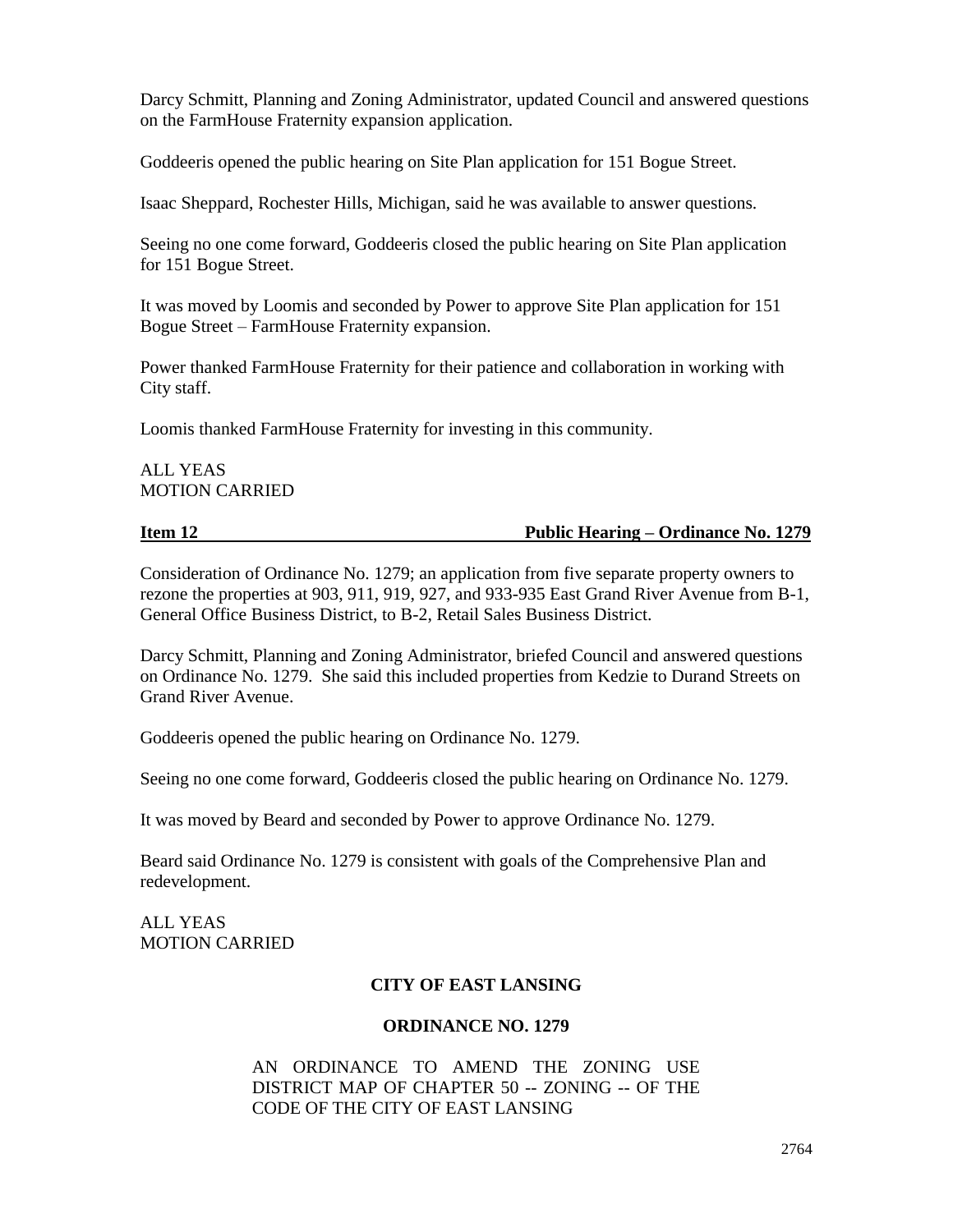Darcy Schmitt, Planning and Zoning Administrator, updated Council and answered questions on the FarmHouse Fraternity expansion application.

Goddeeris opened the public hearing on Site Plan application for 151 Bogue Street.

Isaac Sheppard, Rochester Hills, Michigan, said he was available to answer questions.

Seeing no one come forward, Goddeeris closed the public hearing on Site Plan application for 151 Bogue Street.

It was moved by Loomis and seconded by Power to approve Site Plan application for 151 Bogue Street – FarmHouse Fraternity expansion.

Power thanked FarmHouse Fraternity for their patience and collaboration in working with City staff.

Loomis thanked FarmHouse Fraternity for investing in this community.

ALL YEAS
MOTION CARRIED

**Item 12 — Public Hearing – Ordinance No. 1279**

Consideration of Ordinance No. 1279; an application from five separate property owners to rezone the properties at 903, 911, 919, 927, and 933-935 East Grand River Avenue from B-1, General Office Business District, to B-2, Retail Sales Business District.

Darcy Schmitt, Planning and Zoning Administrator, briefed Council and answered questions on Ordinance No. 1279. She said this included properties from Kedzie to Durand Streets on Grand River Avenue.

Goddeeris opened the public hearing on Ordinance No. 1279.

Seeing no one come forward, Goddeeris closed the public hearing on Ordinance No. 1279.

It was moved by Beard and seconded by Power to approve Ordinance No. 1279.

Beard said Ordinance No. 1279 is consistent with goals of the Comprehensive Plan and redevelopment.

ALL YEAS
MOTION CARRIED

**CITY OF EAST LANSING**

**ORDINANCE NO. 1279**

AN ORDINANCE TO AMEND THE ZONING USE DISTRICT MAP OF CHAPTER 50 -- ZONING -- OF THE CODE OF THE CITY OF EAST LANSING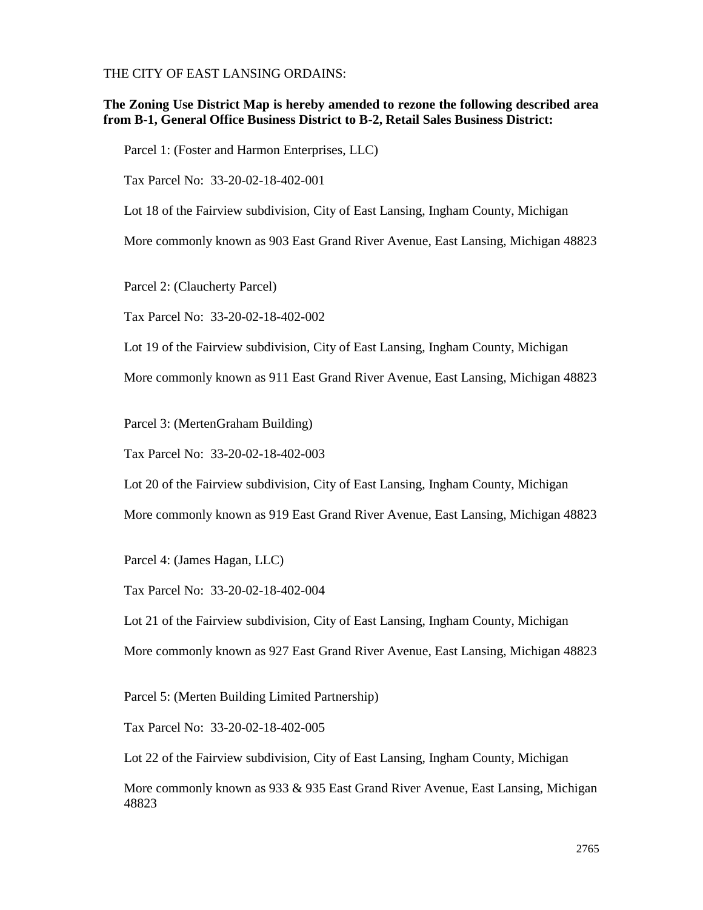THE CITY OF EAST LANSING ORDAINS:

**The Zoning Use District Map is hereby amended to rezone the following described area from B-1, General Office Business District to B-2, Retail Sales Business District:**

Parcel 1: (Foster and Harmon Enterprises, LLC)

Tax Parcel No: 33-20-02-18-402-001

Lot 18 of the Fairview subdivision, City of East Lansing, Ingham County, Michigan

More commonly known as 903 East Grand River Avenue, East Lansing, Michigan 48823

Parcel 2: (Claucherty Parcel)

Tax Parcel No: 33-20-02-18-402-002

Lot 19 of the Fairview subdivision, City of East Lansing, Ingham County, Michigan

More commonly known as 911 East Grand River Avenue, East Lansing, Michigan 48823

Parcel 3: (MertenGraham Building)

Tax Parcel No: 33-20-02-18-402-003

Lot 20 of the Fairview subdivision, City of East Lansing, Ingham County, Michigan

More commonly known as 919 East Grand River Avenue, East Lansing, Michigan 48823

Parcel 4: (James Hagan, LLC)

Tax Parcel No: 33-20-02-18-402-004

Lot 21 of the Fairview subdivision, City of East Lansing, Ingham County, Michigan

More commonly known as 927 East Grand River Avenue, East Lansing, Michigan 48823

Parcel 5: (Merten Building Limited Partnership)

Tax Parcel No: 33-20-02-18-402-005

Lot 22 of the Fairview subdivision, City of East Lansing, Ingham County, Michigan

More commonly known as 933 & 935 East Grand River Avenue, East Lansing, Michigan 48823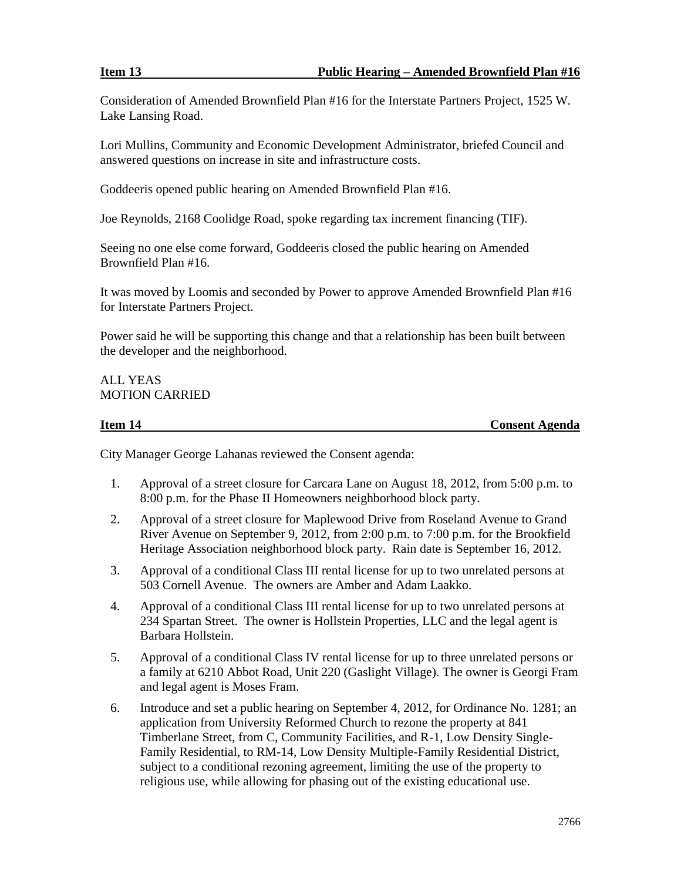**Item 13 Public Hearing – Amended Brownfield Plan #16**

Consideration of Amended Brownfield Plan #16 for the Interstate Partners Project, 1525 W. Lake Lansing Road.

Lori Mullins, Community and Economic Development Administrator, briefed Council and answered questions on increase in site and infrastructure costs.

Goddeeris opened public hearing on Amended Brownfield Plan #16.

Joe Reynolds, 2168 Coolidge Road, spoke regarding tax increment financing (TIF).

Seeing no one else come forward, Goddeeris closed the public hearing on Amended Brownfield Plan #16.

It was moved by Loomis and seconded by Power to approve Amended Brownfield Plan #16 for Interstate Partners Project.

Power said he will be supporting this change and that a relationship has been built between the developer and the neighborhood.

ALL YEAS
MOTION CARRIED

**Item 14 Consent Agenda**

City Manager George Lahanas reviewed the Consent agenda:

1. Approval of a street closure for Carcara Lane on August 18, 2012, from 5:00 p.m. to 8:00 p.m. for the Phase II Homeowners neighborhood block party.
2. Approval of a street closure for Maplewood Drive from Roseland Avenue to Grand River Avenue on September 9, 2012, from 2:00 p.m. to 7:00 p.m. for the Brookfield Heritage Association neighborhood block party. Rain date is September 16, 2012.
3. Approval of a conditional Class III rental license for up to two unrelated persons at 503 Cornell Avenue. The owners are Amber and Adam Laakko.
4. Approval of a conditional Class III rental license for up to two unrelated persons at 234 Spartan Street. The owner is Hollstein Properties, LLC and the legal agent is Barbara Hollstein.
5. Approval of a conditional Class IV rental license for up to three unrelated persons or a family at 6210 Abbot Road, Unit 220 (Gaslight Village). The owner is Georgi Fram and legal agent is Moses Fram.
6. Introduce and set a public hearing on September 4, 2012, for Ordinance No. 1281; an application from University Reformed Church to rezone the property at 841 Timberlane Street, from C, Community Facilities, and R-1, Low Density Single-Family Residential, to RM-14, Low Density Multiple-Family Residential District, subject to a conditional rezoning agreement, limiting the use of the property to religious use, while allowing for phasing out of the existing educational use.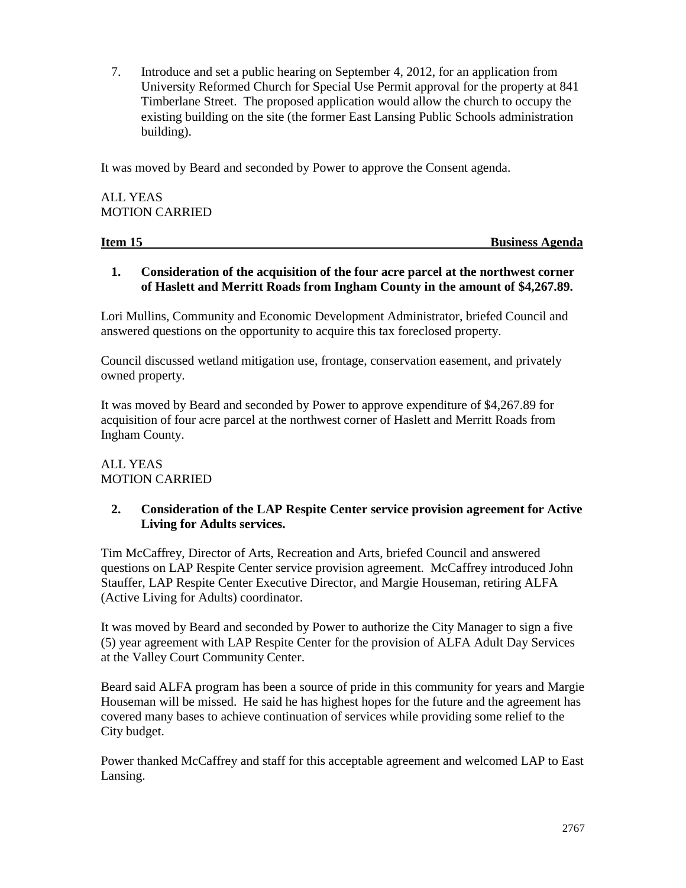7. Introduce and set a public hearing on September 4, 2012, for an application from University Reformed Church for Special Use Permit approval for the property at 841 Timberlane Street. The proposed application would allow the church to occupy the existing building on the site (the former East Lansing Public Schools administration building).

It was moved by Beard and seconded by Power to approve the Consent agenda.

ALL YEAS
MOTION CARRIED

**Item 15 Business Agenda**

**1. Consideration of the acquisition of the four acre parcel at the northwest corner of Haslett and Merritt Roads from Ingham County in the amount of $4,267.89.**

Lori Mullins, Community and Economic Development Administrator, briefed Council and answered questions on the opportunity to acquire this tax foreclosed property.

Council discussed wetland mitigation use, frontage, conservation easement, and privately owned property.

It was moved by Beard and seconded by Power to approve expenditure of $4,267.89 for acquisition of four acre parcel at the northwest corner of Haslett and Merritt Roads from Ingham County.

ALL YEAS
MOTION CARRIED

**2. Consideration of the LAP Respite Center service provision agreement for Active Living for Adults services.**

Tim McCaffrey, Director of Arts, Recreation and Arts, briefed Council and answered questions on LAP Respite Center service provision agreement. McCaffrey introduced John Stauffer, LAP Respite Center Executive Director, and Margie Houseman, retiring ALFA (Active Living for Adults) coordinator.

It was moved by Beard and seconded by Power to authorize the City Manager to sign a five (5) year agreement with LAP Respite Center for the provision of ALFA Adult Day Services at the Valley Court Community Center.

Beard said ALFA program has been a source of pride in this community for years and Margie Houseman will be missed. He said he has highest hopes for the future and the agreement has covered many bases to achieve continuation of services while providing some relief to the City budget.

Power thanked McCaffrey and staff for this acceptable agreement and welcomed LAP to East Lansing.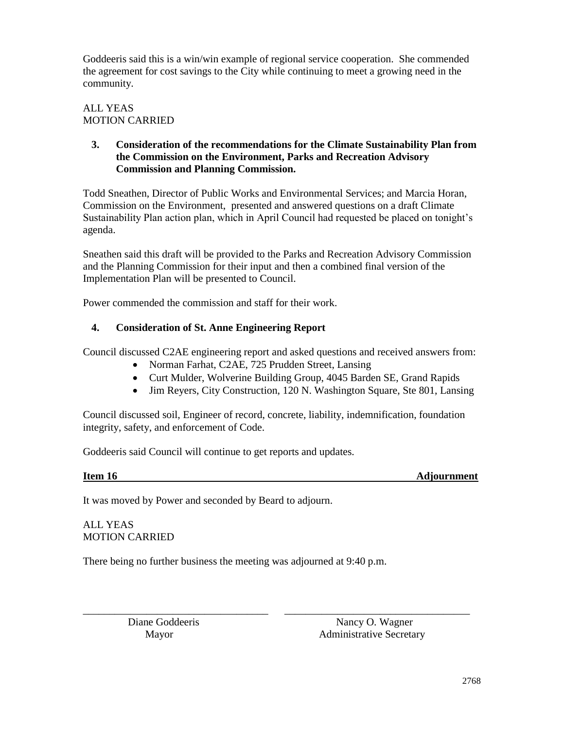Goddeeris said this is a win/win example of regional service cooperation. She commended the agreement for cost savings to the City while continuing to meet a growing need in the community.

ALL YEAS
MOTION CARRIED

**3. Consideration of the recommendations for the Climate Sustainability Plan from the Commission on the Environment, Parks and Recreation Advisory Commission and Planning Commission.**

Todd Sneathen, Director of Public Works and Environmental Services; and Marcia Horan, Commission on the Environment, presented and answered questions on a draft Climate Sustainability Plan action plan, which in April Council had requested be placed on tonight's agenda.

Sneathen said this draft will be provided to the Parks and Recreation Advisory Commission and the Planning Commission for their input and then a combined final version of the Implementation Plan will be presented to Council.

Power commended the commission and staff for their work.

**4. Consideration of St. Anne Engineering Report**

Council discussed C2AE engineering report and asked questions and received answers from:

- Norman Farhat, C2AE, 725 Prudden Street, Lansing
- Curt Mulder, Wolverine Building Group, 4045 Barden SE, Grand Rapids
- Jim Reyers, City Construction, 120 N. Washington Square, Ste 801, Lansing

Council discussed soil, Engineer of record, concrete, liability, indemnification, foundation integrity, safety, and enforcement of Code.

Goddeeris said Council will continue to get reports and updates.

**Item 16 Adjournment**

It was moved by Power and seconded by Beard to adjourn.

ALL YEAS
MOTION CARRIED

There being no further business the meeting was adjourned at 9:40 p.m.

\_\_\_\_\_\_\_\_\_\_\_\_\_\_\_\_\_\_\_\_\_\_\_\_\_\_\_\_\_\_\_\_\_\_\_\_
Diane Goddeeris
Mayor

\_\_\_\_\_\_\_\_\_\_\_\_\_\_\_\_\_\_\_\_\_\_\_\_\_\_\_\_\_\_\_\_\_\_\_\_
Nancy O. Wagner
Administrative Secretary